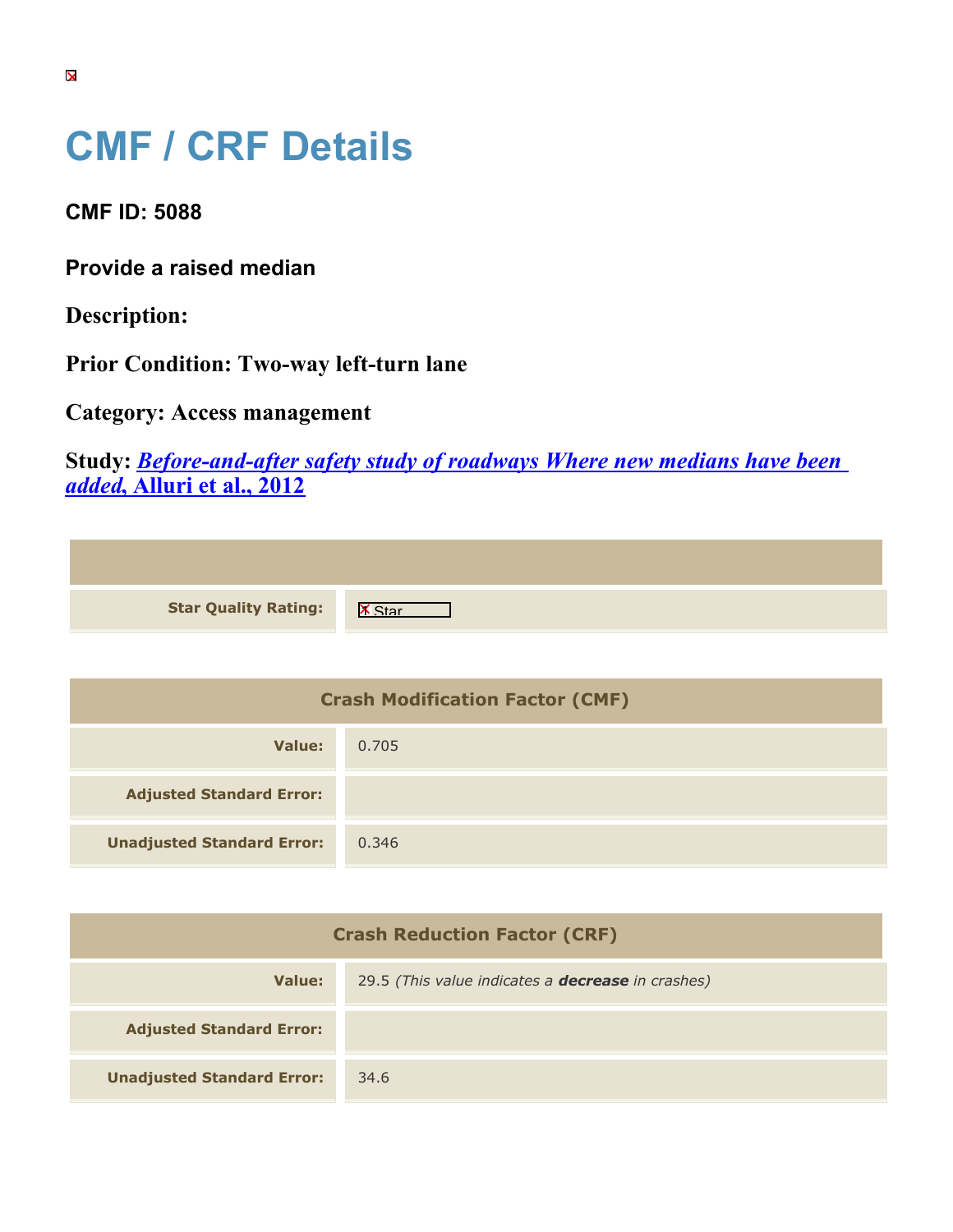# CMF / CRF Details

## CMF ID: 5088

### Provide a raised median

**Description:**

**Prior Condition: Two-way left-turn lane**

**Category: Access management**

**Study:** ***Before-and-after safety study of roadways Where new medians have been added*, Alluri et al., 2012**

| | |
|---|---|
| **Star Quality Rating:** | Star |

| Crash Modification Factor (CMF) | |
|---|---|
| **Value:** | 0.705 |
| **Adjusted Standard Error:** | |
| **Unadjusted Standard Error:** | 0.346 |

| Crash Reduction Factor (CRF) | |
|---|---|
| **Value:** | 29.5 *(This value indicates a **decrease** in crashes)* |
| **Adjusted Standard Error:** | |
| **Unadjusted Standard Error:** | 34.6 |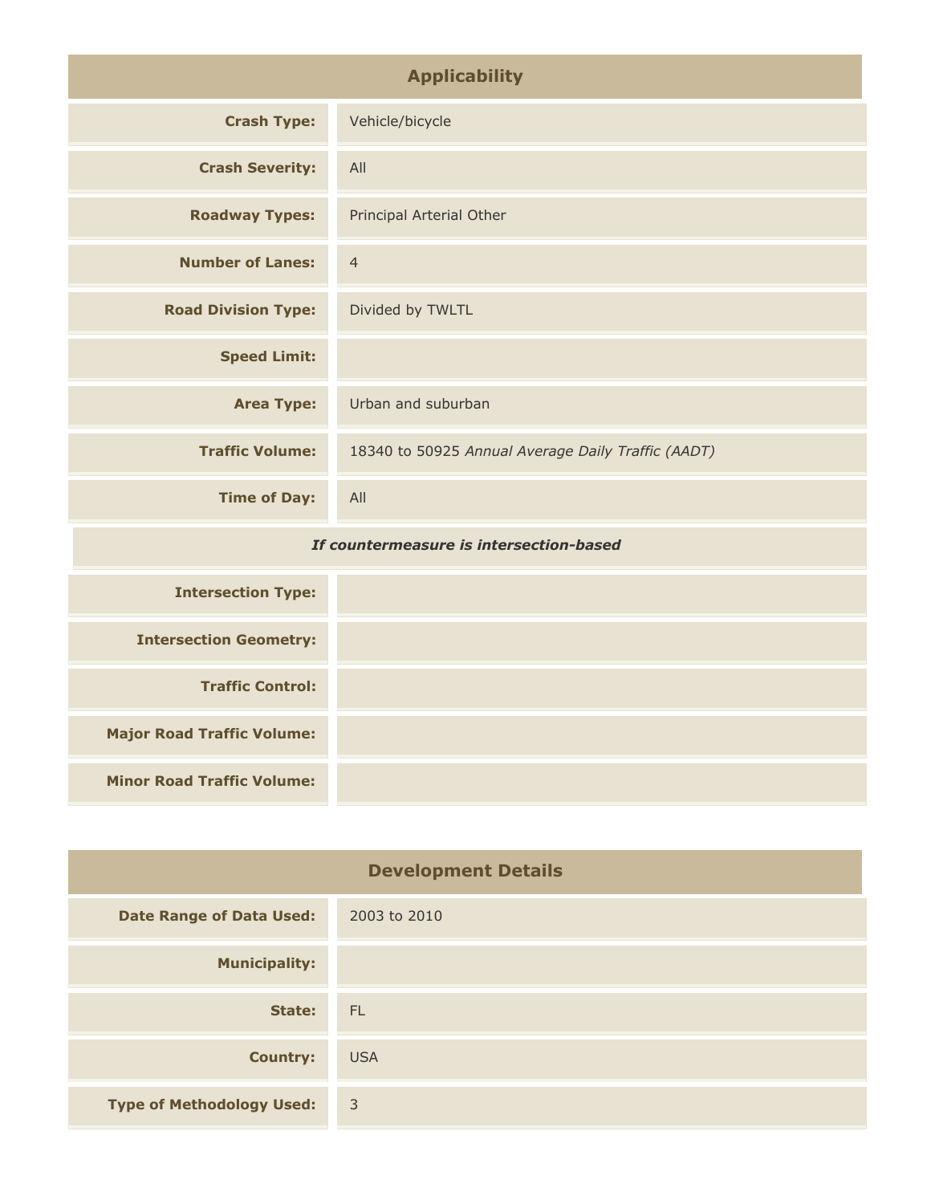## Applicability

| | |
|---|---|
| **Crash Type:** | Vehicle/bicycle |
| **Crash Severity:** | All |
| **Roadway Types:** | Principal Arterial Other |
| **Number of Lanes:** | 4 |
| **Road Division Type:** | Divided by TWLTL |
| **Speed Limit:** | |
| **Area Type:** | Urban and suburban |
| **Traffic Volume:** | 18340 to 50925 *Annual Average Daily Traffic (AADT)* |
| **Time of Day:** | All |
| ***If countermeasure is intersection-based*** | |
| **Intersection Type:** | |
| **Intersection Geometry:** | |
| **Traffic Control:** | |
| **Major Road Traffic Volume:** | |
| **Minor Road Traffic Volume:** | |

## Development Details

| | |
|---|---|
| **Date Range of Data Used:** | 2003 to 2010 |
| **Municipality:** | |
| **State:** | FL |
| **Country:** | USA |
| **Type of Methodology Used:** | 3 |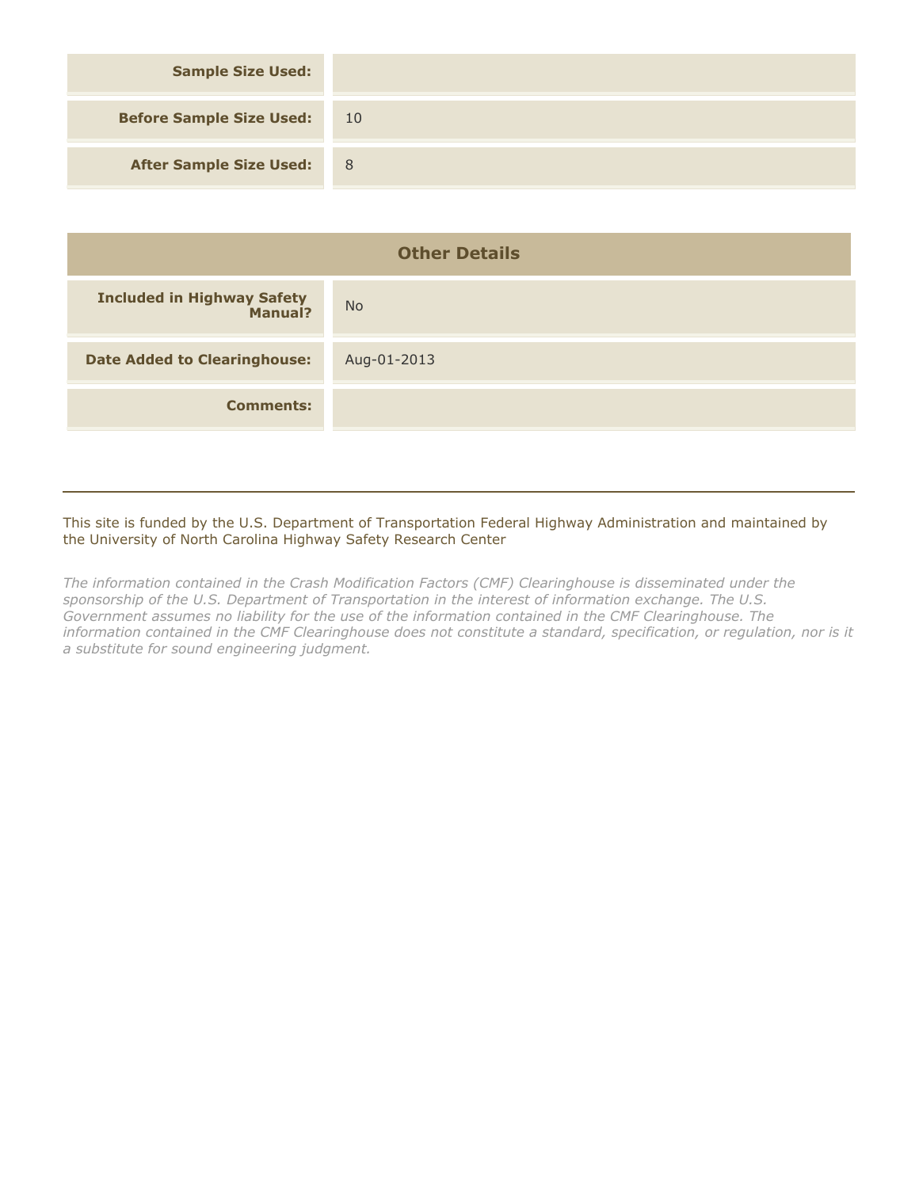| | |
|---|---|
| **Sample Size Used:** | |
| **Before Sample Size Used:** | 10 |
| **After Sample Size Used:** | 8 |

## Other Details

| | |
|---|---|
| **Included in Highway Safety Manual?** | No |
| **Date Added to Clearinghouse:** | Aug-01-2013 |
| **Comments:** | |

---

This site is funded by the U.S. Department of Transportation Federal Highway Administration and maintained by the University of North Carolina Highway Safety Research Center

*The information contained in the Crash Modification Factors (CMF) Clearinghouse is disseminated under the sponsorship of the U.S. Department of Transportation in the interest of information exchange. The U.S. Government assumes no liability for the use of the information contained in the CMF Clearinghouse. The information contained in the CMF Clearinghouse does not constitute a standard, specification, or regulation, nor is it a substitute for sound engineering judgment.*